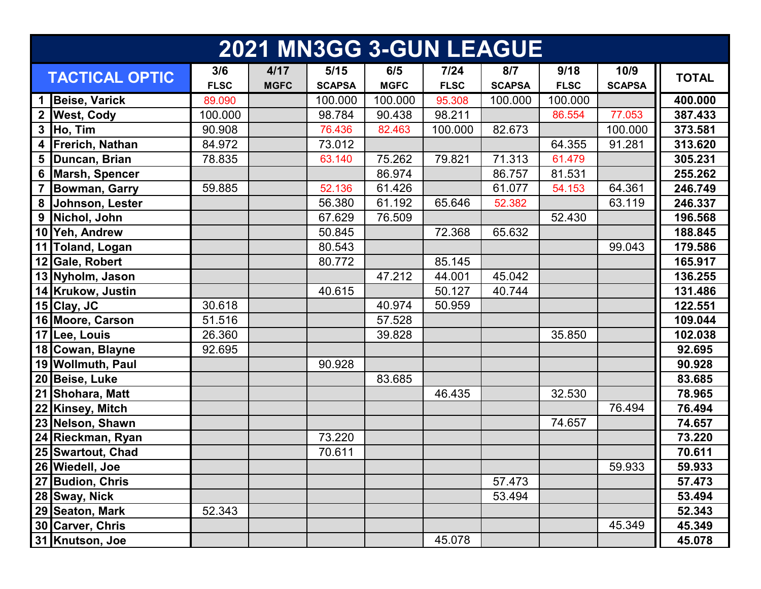# 2021 MN3GG 3-GUN LEAGUE

| | TACTICAL OPTIC | 3/6 FLSC | 4/17 MGFC | 5/15 SCAPSA | 6/5 MGFC | 7/24 FLSC | 8/7 SCAPSA | 9/18 FLSC | 10/9 SCAPSA | TOTAL |
|---|---|---|---|---|---|---|---|---|---|---|
| 1 | Beise, Varick | 89.090 | | 100.000 | 100.000 | 95.308 | 100.000 | 100.000 | | **400.000** |
| 2 | West, Cody | 100.000 | | 98.784 | 90.438 | 98.211 | | 86.554 | 77.053 | **387.433** |
| 3 | Ho, Tim | 90.908 | | 76.436 | 82.463 | 100.000 | 82.673 | | 100.000 | **373.581** |
| 4 | Frerich, Nathan | 84.972 | | 73.012 | | | | 64.355 | 91.281 | **313.620** |
| 5 | Duncan, Brian | 78.835 | | 63.140 | 75.262 | 79.821 | 71.313 | 61.479 | | **305.231** |
| 6 | Marsh, Spencer | | | | 86.974 | | 86.757 | 81.531 | | **255.262** |
| 7 | Bowman, Garry | 59.885 | | 52.136 | 61.426 | | 61.077 | 54.153 | 64.361 | **246.749** |
| 8 | Johnson, Lester | | | 56.380 | 61.192 | 65.646 | 52.382 | | 63.119 | **246.337** |
| 9 | Nichol, John | | | 67.629 | 76.509 | | | 52.430 | | **196.568** |
| 10 | Yeh, Andrew | | | 50.845 | | 72.368 | 65.632 | | | **188.845** |
| 11 | Toland, Logan | | | 80.543 | | | | | 99.043 | **179.586** |
| 12 | Gale, Robert | | | 80.772 | | 85.145 | | | | **165.917** |
| 13 | Nyholm, Jason | | | | 47.212 | 44.001 | 45.042 | | | **136.255** |
| 14 | Krukow, Justin | | | 40.615 | | 50.127 | 40.744 | | | **131.486** |
| 15 | Clay, JC | 30.618 | | | 40.974 | 50.959 | | | | **122.551** |
| 16 | Moore, Carson | 51.516 | | | 57.528 | | | | | **109.044** |
| 17 | Lee, Louis | 26.360 | | | 39.828 | | | 35.850 | | **102.038** |
| 18 | Cowan, Blayne | 92.695 | | | | | | | | **92.695** |
| 19 | Wollmuth, Paul | | | 90.928 | | | | | | **90.928** |
| 20 | Beise, Luke | | | | 83.685 | | | | | **83.685** |
| 21 | Shohara, Matt | | | | | 46.435 | | 32.530 | | **78.965** |
| 22 | Kinsey, Mitch | | | | | | | | 76.494 | **76.494** |
| 23 | Nelson, Shawn | | | | | | | 74.657 | | **74.657** |
| 24 | Rieckman, Ryan | | | 73.220 | | | | | | **73.220** |
| 25 | Swartout, Chad | | | 70.611 | | | | | | **70.611** |
| 26 | Wiedell, Joe | | | | | | | | 59.933 | **59.933** |
| 27 | Budion, Chris | | | | | | 57.473 | | | **57.473** |
| 28 | Sway, Nick | | | | | | 53.494 | | | **53.494** |
| 29 | Seaton, Mark | 52.343 | | | | | | | | **52.343** |
| 30 | Carver, Chris | | | | | | | | 45.349 | **45.349** |
| 31 | Knutson, Joe | | | | | 45.078 | | | | **45.078** |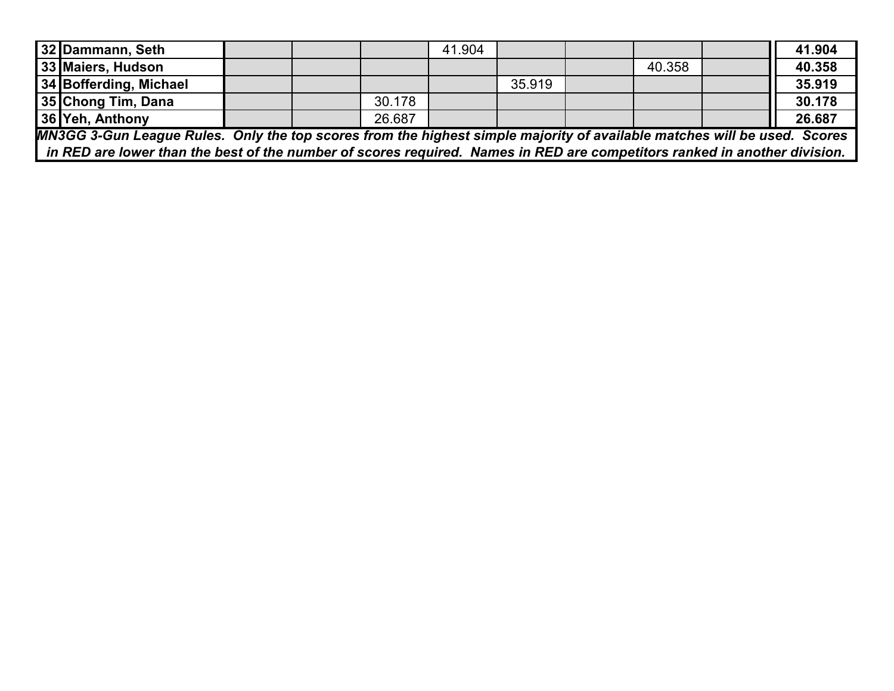| | | | | | | | | | | |
|---|---|---|---|---|---|---|---|---|---|---|
| 32 | Dammann, Seth | | | | 41.904 | | | | | 41.904 |
| 33 | Maiers, Hudson | | | | | | | 40.358 | | 40.358 |
| 34 | Bofferding, Michael | | | | | 35.919 | | | | 35.919 |
| 35 | Chong Tim, Dana | | | 30.178 | | | | | | 30.178 |
| 36 | Yeh, Anthony | | | 26.687 | | | | | | 26.687 |

***MN3GG 3-Gun League Rules. Only the top scores from the highest simple majority of available matches will be used. Scores in RED are lower than the best of the number of scores required. Names in RED are competitors ranked in another division.***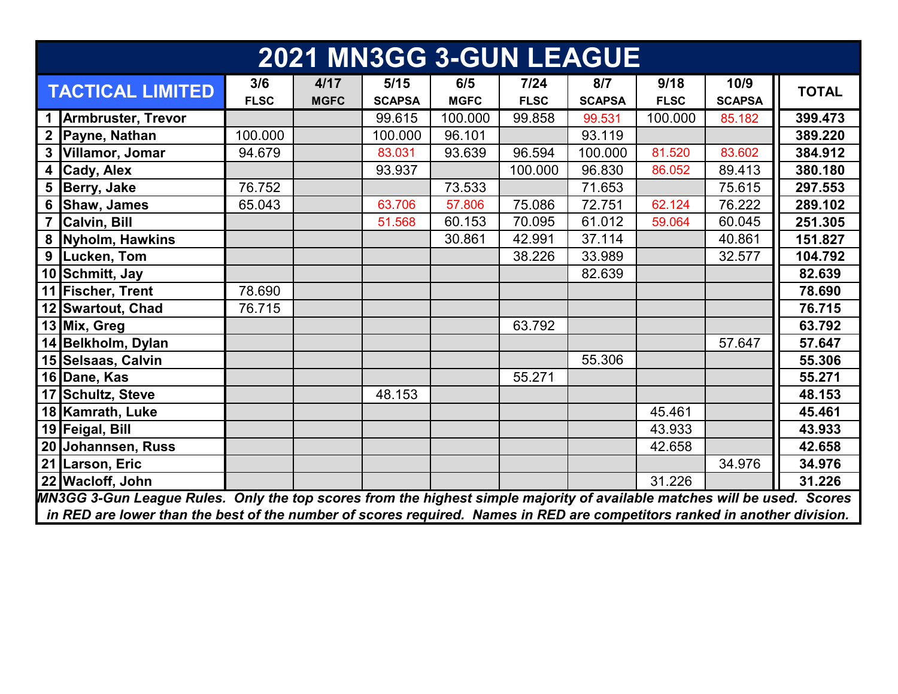# 2021 MN3GG 3-GUN LEAGUE

| TACTICAL LIMITED | | 3/6 FLSC | 4/17 MGFC | 5/15 SCAPSA | 6/5 MGFC | 7/24 FLSC | 8/7 SCAPSA | 9/18 FLSC | 10/9 SCAPSA | TOTAL |
|---|---|---|---|---|---|---|---|---|---|---|
| 1 | Armbruster, Trevor | | | 99.615 | 100.000 | 99.858 | 99.531 | 100.000 | 85.182 | **399.473** |
| 2 | Payne, Nathan | 100.000 | | 100.000 | 96.101 | | 93.119 | | | **389.220** |
| 3 | Villamor, Jomar | 94.679 | | 83.031 | 93.639 | 96.594 | 100.000 | 81.520 | 83.602 | **384.912** |
| 4 | Cady, Alex | | | 93.937 | | 100.000 | 96.830 | 86.052 | 89.413 | **380.180** |
| 5 | Berry, Jake | 76.752 | | | 73.533 | | 71.653 | | 75.615 | **297.553** |
| 6 | Shaw, James | 65.043 | | 63.706 | 57.806 | 75.086 | 72.751 | 62.124 | 76.222 | **289.102** |
| 7 | Calvin, Bill | | | 51.568 | 60.153 | 70.095 | 61.012 | 59.064 | 60.045 | **251.305** |
| 8 | Nyholm, Hawkins | | | | 30.861 | 42.991 | 37.114 | | 40.861 | **151.827** |
| 9 | Lucken, Tom | | | | | 38.226 | 33.989 | | 32.577 | **104.792** |
| 10 | Schmitt, Jay | | | | | | 82.639 | | | **82.639** |
| 11 | Fischer, Trent | 78.690 | | | | | | | | **78.690** |
| 12 | Swartout, Chad | 76.715 | | | | | | | | **76.715** |
| 13 | Mix, Greg | | | | | 63.792 | | | | **63.792** |
| 14 | Belkholm, Dylan | | | | | | | | 57.647 | **57.647** |
| 15 | Selsaas, Calvin | | | | | | 55.306 | | | **55.306** |
| 16 | Dane, Kas | | | | | 55.271 | | | | **55.271** |
| 17 | Schultz, Steve | | | 48.153 | | | | | | **48.153** |
| 18 | Kamrath, Luke | | | | | | | 45.461 | | **45.461** |
| 19 | Feigal, Bill | | | | | | | 43.933 | | **43.933** |
| 20 | Johannsen, Russ | | | | | | | 42.658 | | **42.658** |
| 21 | Larson, Eric | | | | | | | | 34.976 | **34.976** |
| 22 | Wacloff, John | | | | | | | 31.226 | | **31.226** |

*MN3GG 3-Gun League Rules. Only the top scores from the highest simple majority of available matches will be used. Scores in RED are lower than the best of the number of scores required. Names in RED are competitors ranked in another division.*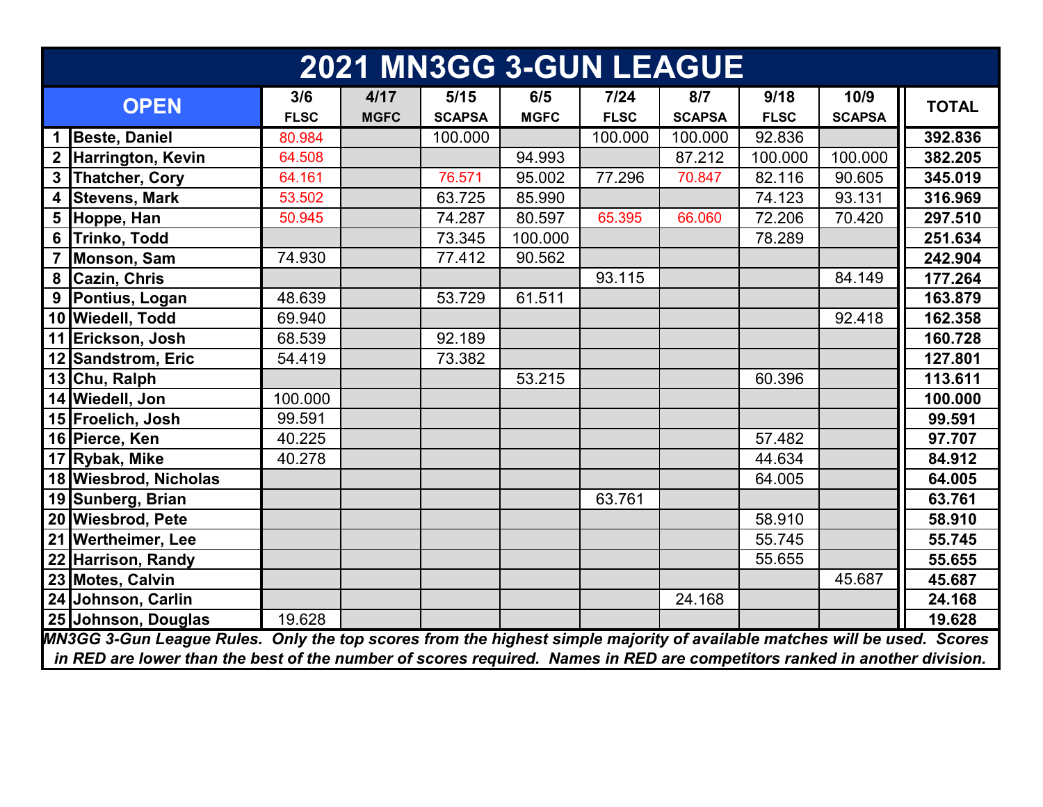# 2021 MN3GG 3-GUN LEAGUE

| | OPEN | 3/6 FLSC | 4/17 MGFC | 5/15 SCAPSA | 6/5 MGFC | 7/24 FLSC | 8/7 SCAPSA | 9/18 FLSC | 10/9 SCAPSA | TOTAL |
|---|---|---|---|---|---|---|---|---|---|---|
| 1 | Beste, Daniel | 80.984 | | 100.000 | | 100.000 | 100.000 | 92.836 | | **392.836** |
| 2 | Harrington, Kevin | 64.508 | | | 94.993 | | 87.212 | 100.000 | 100.000 | **382.205** |
| 3 | Thatcher, Cory | 64.161 | | 76.571 | 95.002 | 77.296 | 70.847 | 82.116 | 90.605 | **345.019** |
| 4 | Stevens, Mark | 53.502 | | 63.725 | 85.990 | | | 74.123 | 93.131 | **316.969** |
| 5 | Hoppe, Han | 50.945 | | 74.287 | 80.597 | 65.395 | 66.060 | 72.206 | 70.420 | **297.510** |
| 6 | Trinko, Todd | | | 73.345 | 100.000 | | | 78.289 | | **251.634** |
| 7 | Monson, Sam | 74.930 | | 77.412 | 90.562 | | | | | **242.904** |
| 8 | Cazin, Chris | | | | | 93.115 | | | 84.149 | **177.264** |
| 9 | Pontius, Logan | 48.639 | | 53.729 | 61.511 | | | | | **163.879** |
| 10 | Wiedell, Todd | 69.940 | | | | | | | 92.418 | **162.358** |
| 11 | Erickson, Josh | 68.539 | | 92.189 | | | | | | **160.728** |
| 12 | Sandstrom, Eric | 54.419 | | 73.382 | | | | | | **127.801** |
| 13 | Chu, Ralph | | | | 53.215 | | | 60.396 | | **113.611** |
| 14 | Wiedell, Jon | 100.000 | | | | | | | | **100.000** |
| 15 | Froelich, Josh | 99.591 | | | | | | | | **99.591** |
| 16 | Pierce, Ken | 40.225 | | | | | | 57.482 | | **97.707** |
| 17 | Rybak, Mike | 40.278 | | | | | | 44.634 | | **84.912** |
| 18 | Wiesbrod, Nicholas | | | | | | | 64.005 | | **64.005** |
| 19 | Sunberg, Brian | | | | | 63.761 | | | | **63.761** |
| 20 | Wiesbrod, Pete | | | | | | | 58.910 | | **58.910** |
| 21 | Wertheimer, Lee | | | | | | | 55.745 | | **55.745** |
| 22 | Harrison, Randy | | | | | | | 55.655 | | **55.655** |
| 23 | Motes, Calvin | | | | | | | | 45.687 | **45.687** |
| 24 | Johnson, Carlin | | | | | | 24.168 | | | **24.168** |
| 25 | Johnson, Douglas | 19.628 | | | | | | | | **19.628** |

*MN3GG 3-Gun League Rules. Only the top scores from the highest simple majority of available matches will be used. Scores in RED are lower than the best of the number of scores required. Names in RED are competitors ranked in another division.*